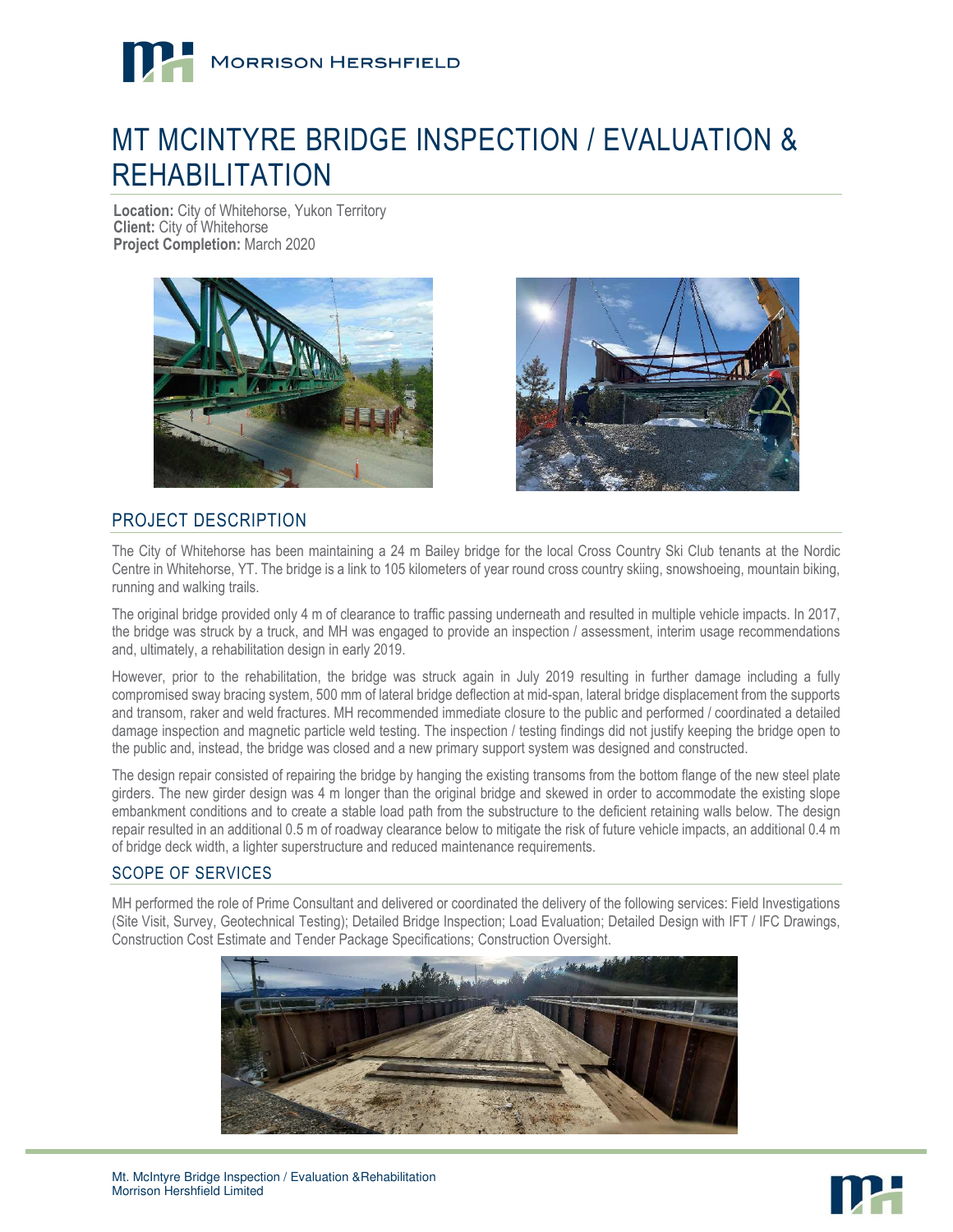Morrison Hershfield

# MT MCINTYRE BRIDGE INSPECTION / EVALUATION & REHABILITATION

**Location:** City of Whitehorse, Yukon Territory
**Client:** City of Whitehorse
**Project Completion:** March 2020

## PROJECT DESCRIPTION

The City of Whitehorse has been maintaining a 24 m Bailey bridge for the local Cross Country Ski Club tenants at the Nordic Centre in Whitehorse, YT. The bridge is a link to 105 kilometers of year round cross country skiing, snowshoeing, mountain biking, running and walking trails.

The original bridge provided only 4 m of clearance to traffic passing underneath and resulted in multiple vehicle impacts. In 2017, the bridge was struck by a truck, and MH was engaged to provide an inspection / assessment, interim usage recommendations and, ultimately, a rehabilitation design in early 2019.

However, prior to the rehabilitation, the bridge was struck again in July 2019 resulting in further damage including a fully compromised sway bracing system, 500 mm of lateral bridge deflection at mid-span, lateral bridge displacement from the supports and transom, raker and weld fractures. MH recommended immediate closure to the public and performed / coordinated a detailed damage inspection and magnetic particle weld testing. The inspection / testing findings did not justify keeping the bridge open to the public and, instead, the bridge was closed and a new primary support system was designed and constructed.

The design repair consisted of repairing the bridge by hanging the existing transoms from the bottom flange of the new steel plate girders. The new girder design was 4 m longer than the original bridge and skewed in order to accommodate the existing slope embankment conditions and to create a stable load path from the substructure to the deficient retaining walls below. The design repair resulted in an additional 0.5 m of roadway clearance below to mitigate the risk of future vehicle impacts, an additional 0.4 m of bridge deck width, a lighter superstructure and reduced maintenance requirements.

## SCOPE OF SERVICES

MH performed the role of Prime Consultant and delivered or coordinated the delivery of the following services: Field Investigations (Site Visit, Survey, Geotechnical Testing); Detailed Bridge Inspection; Load Evaluation; Detailed Design with IFT / IFC Drawings, Construction Cost Estimate and Tender Package Specifications; Construction Oversight.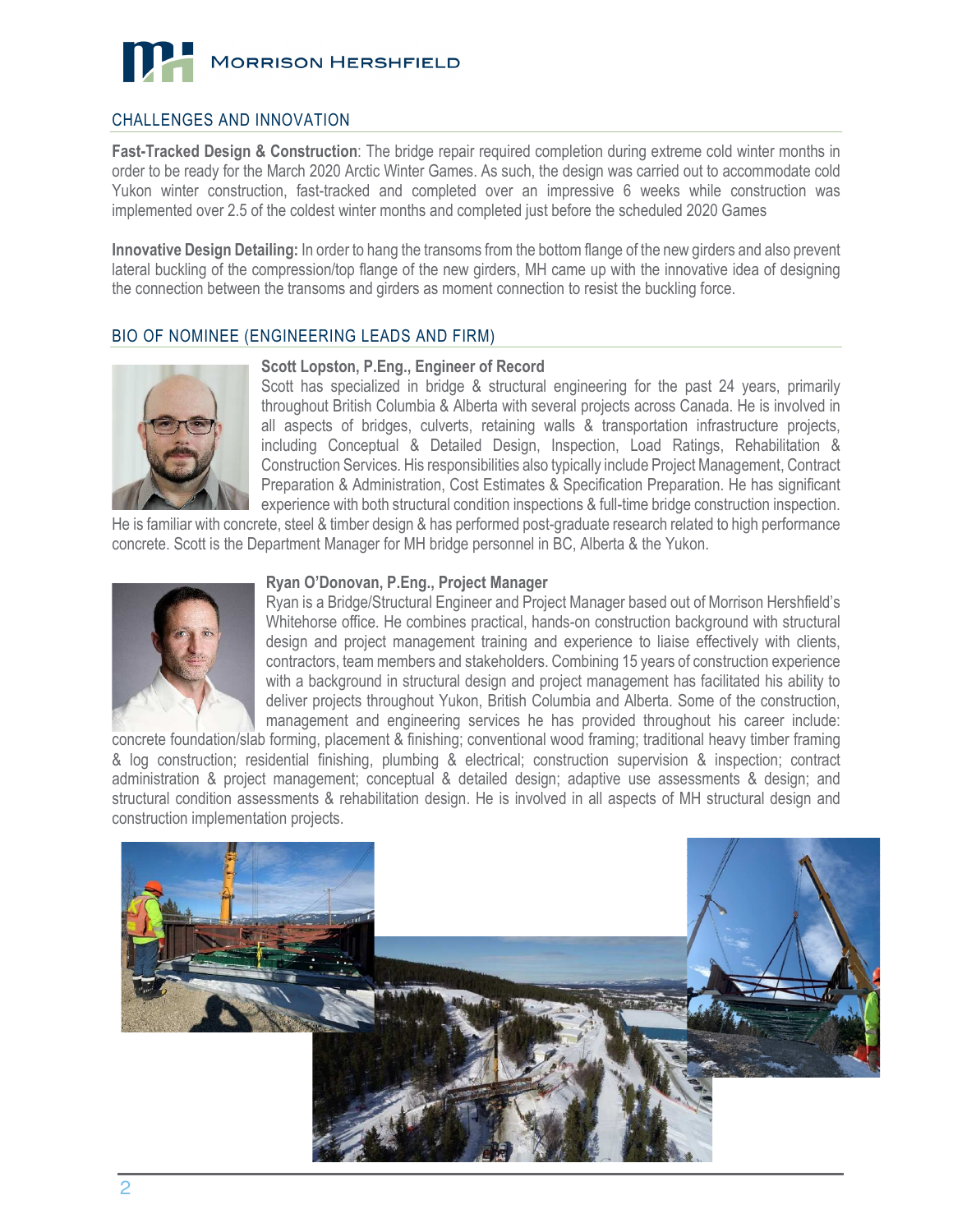## CHALLENGES AND INNOVATION

**Fast-Tracked Design & Construction**: The bridge repair required completion during extreme cold winter months in order to be ready for the March 2020 Arctic Winter Games. As such, the design was carried out to accommodate cold Yukon winter construction, fast-tracked and completed over an impressive 6 weeks while construction was implemented over 2.5 of the coldest winter months and completed just before the scheduled 2020 Games

**Innovative Design Detailing:** In order to hang the transoms from the bottom flange of the new girders and also prevent lateral buckling of the compression/top flange of the new girders, MH came up with the innovative idea of designing the connection between the transoms and girders as moment connection to resist the buckling force.

## BIO OF NOMINEE (ENGINEERING LEADS AND FIRM)

**Scott Lopston, P.Eng., Engineer of Record**

Scott has specialized in bridge & structural engineering for the past 24 years, primarily throughout British Columbia & Alberta with several projects across Canada. He is involved in all aspects of bridges, culverts, retaining walls & transportation infrastructure projects, including Conceptual & Detailed Design, Inspection, Load Ratings, Rehabilitation & Construction Services. His responsibilities also typically include Project Management, Contract Preparation & Administration, Cost Estimates & Specification Preparation. He has significant experience with both structural condition inspections & full-time bridge construction inspection. He is familiar with concrete, steel & timber design & has performed post-graduate research related to high performance concrete. Scott is the Department Manager for MH bridge personnel in BC, Alberta & the Yukon.

**Ryan O'Donovan, P.Eng., Project Manager**

Ryan is a Bridge/Structural Engineer and Project Manager based out of Morrison Hershfield's Whitehorse office. He combines practical, hands-on construction background with structural design and project management training and experience to liaise effectively with clients, contractors, team members and stakeholders. Combining 15 years of construction experience with a background in structural design and project management has facilitated his ability to deliver projects throughout Yukon, British Columbia and Alberta. Some of the construction, management and engineering services he has provided throughout his career include: concrete foundation/slab forming, placement & finishing; conventional wood framing; traditional heavy timber framing & log construction; residential finishing, plumbing & electrical; construction supervision & inspection; contract administration & project management; conceptual & detailed design; adaptive use assessments & design; and structural condition assessments & rehabilitation design. He is involved in all aspects of MH structural design and construction implementation projects.